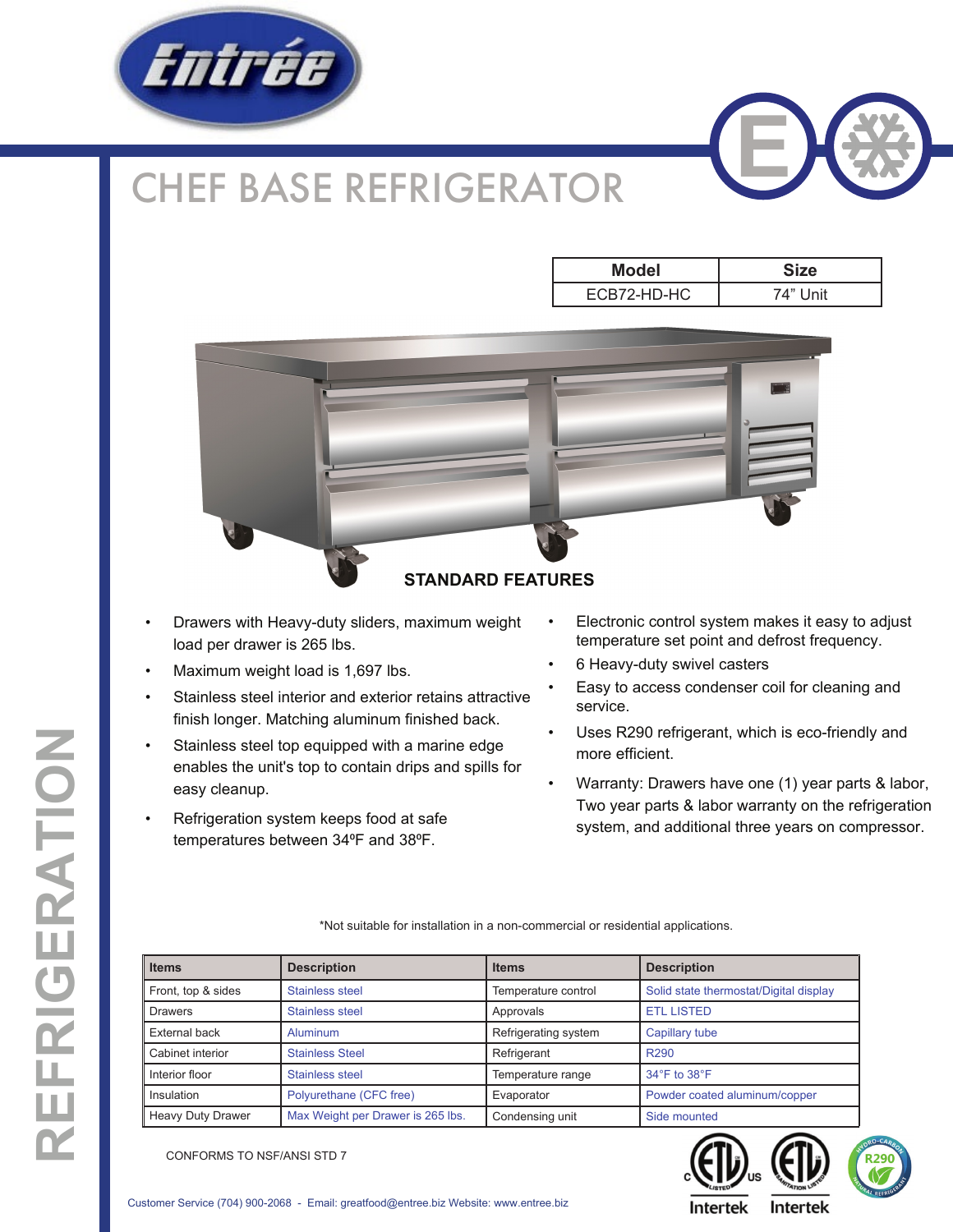# CHEF BASE REFRIGERATOR

| Model | Size |
|---|---|
| ECB72-HD-HC | 74" Unit |

## STANDARD FEATURES

- Drawers with Heavy-duty sliders, maximum weight load per drawer is 265 lbs.
- Maximum weight load is 1,697 lbs.
- Stainless steel interior and exterior retains attractive finish longer. Matching aluminum finished back.
- Stainless steel top equipped with a marine edge enables the unit's top to contain drips and spills for easy cleanup.
- Refrigeration system keeps food at safe temperatures between 34ºF and 38ºF.
- Electronic control system makes it easy to adjust temperature set point and defrost frequency.
- 6 Heavy-duty swivel casters
- Easy to access condenser coil for cleaning and service.
- Uses R290 refrigerant, which is eco-friendly and more efficient.
- Warranty: Drawers have one (1) year parts & labor, Two year parts & labor warranty on the refrigeration system, and additional three years on compressor.

*Not suitable for installation in a non-commercial or residential applications.

| Items | Description | Items | Description |
|---|---|---|---|
| Front, top & sides | Stainless steel | Temperature control | Solid state thermostat/Digital display |
| Drawers | Stainless steel | Approvals | ETL LISTED |
| External back | Aluminum | Refrigerating system | Capillary tube |
| Cabinet interior | Stainless Steel | Refrigerant | R290 |
| Interior floor | Stainless steel | Temperature range | 34°F to 38°F |
| Insulation | Polyurethane (CFC free) | Evaporator | Powder coated aluminum/copper |
| Heavy Duty Drawer | Max Weight per Drawer is 265 lbs. | Condensing unit | Side mounted |

CONFORMS TO NSF/ANSI STD 7

Customer Service (704) 900-2068 - Email: greatfood@entree.biz Website: www.entree.biz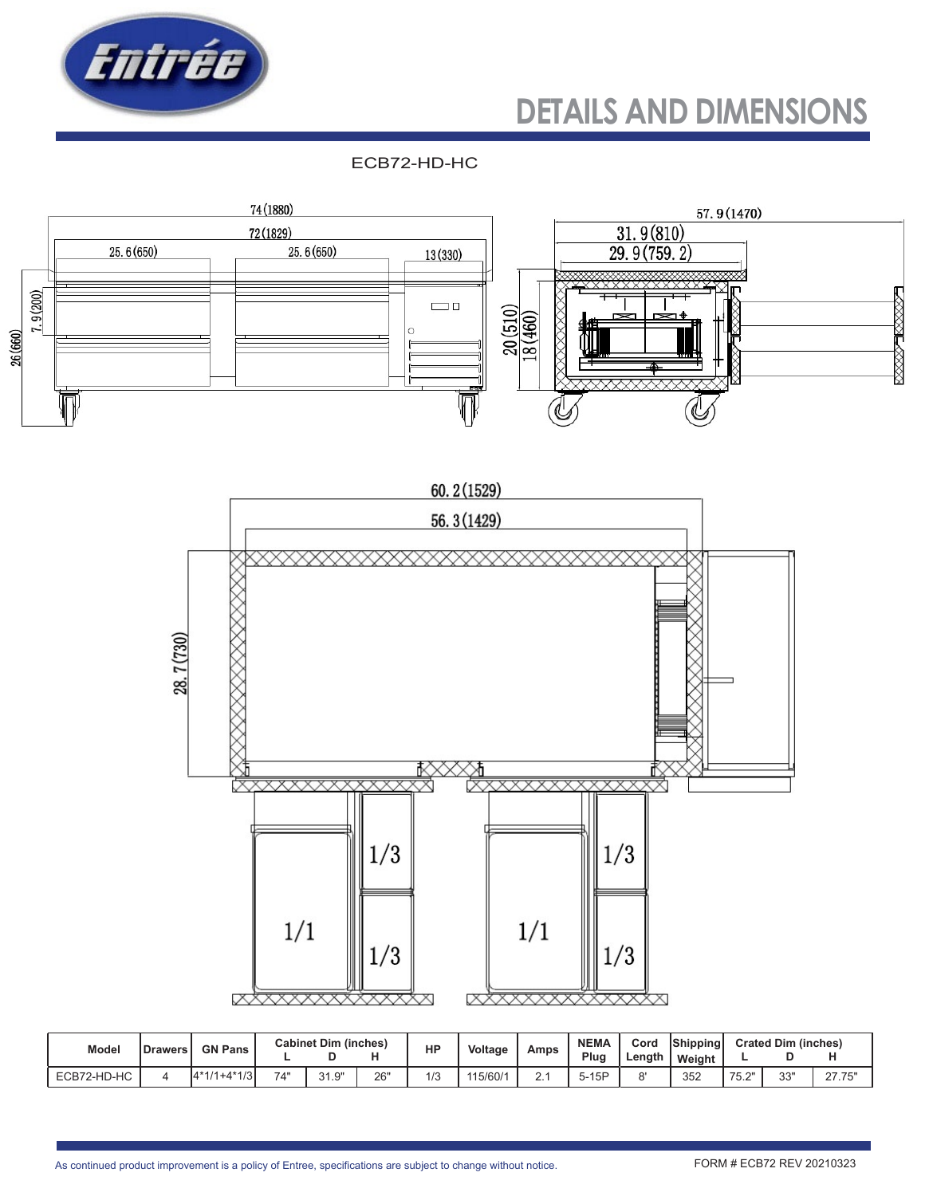# DETAILS AND DIMENSIONS

ECB72-HD-HC

74(1880)
72(1829)
25.6(650)
25.6(650)
13(330)
7.9(200)
26(660)

57.9(1470)
31.9(810)
29.9(759.2)
20(510)
18(460)

60.2(1529)
56.3(1429)
28.7(730)

1/3
1/1
1/3
1/3
1/1
1/3

| Model | Drawers | GN Pans | Cabinet Dim (inches) L | D | H | HP | Voltage | Amps | NEMA Plug | Cord Length | Shipping Weight | Crated Dim (inches) L | D | H |
|---|---|---|---|---|---|---|---|---|---|---|---|---|---|---|
| ECB72-HD-HC | 4 | 4*1/1+4*1/3 | 74" | 31.9" | 26" | 1/3 | 115/60/1 | 2.1 | 5-15P | 8' | 352 | 75.2" | 33" | 27.75" |

As continued product improvement is a policy of Entree, specifications are subject to change without notice.

FORM # ECB72 REV 20210323